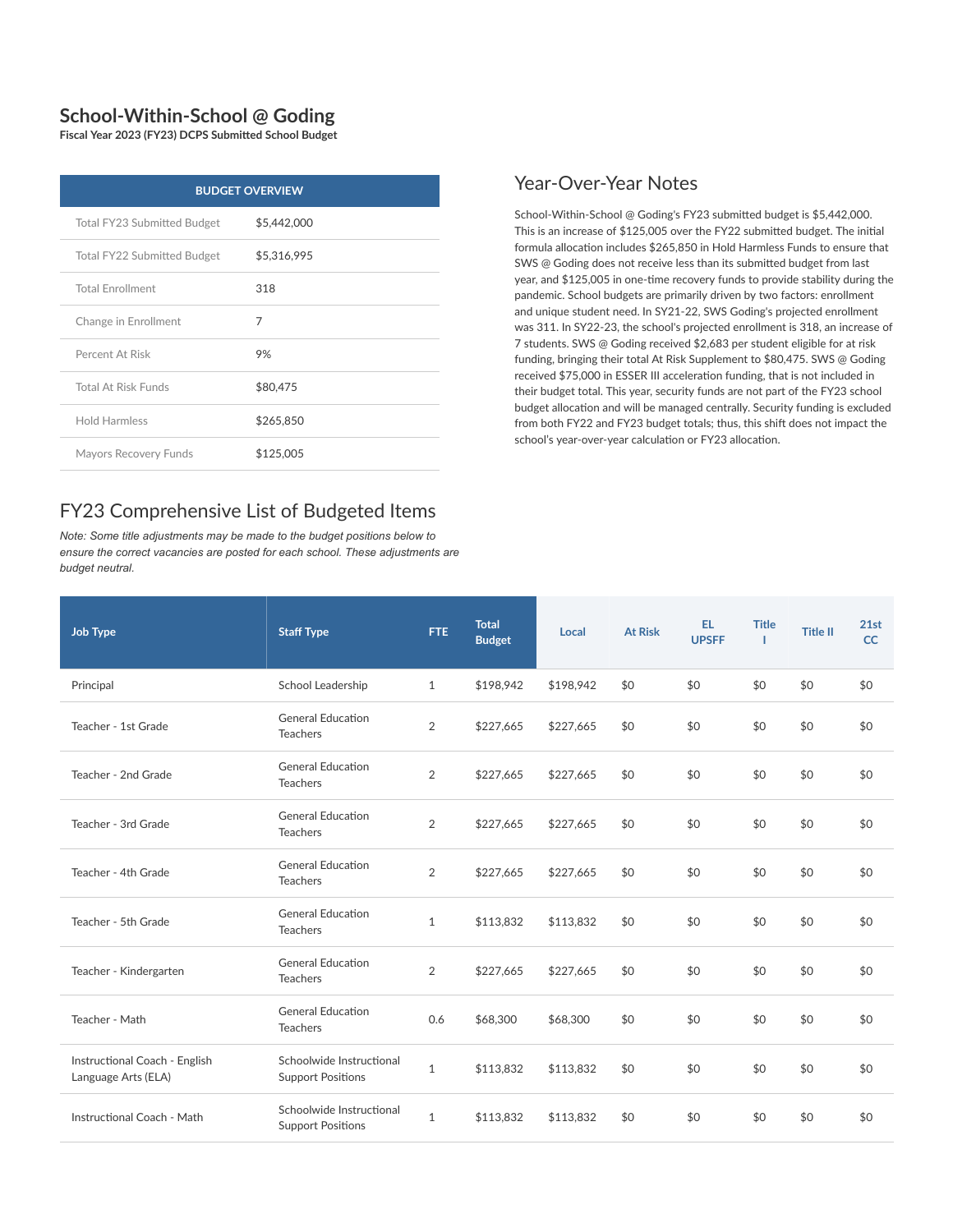# School-Within-School @ Goding

**Fiscal Year 2023 (FY23) DCPS Submitted School Budget**

| BUDGET OVERVIEW | |
|---|---|
| Total FY23 Submitted Budget | $5,442,000 |
| Total FY22 Submitted Budget | $5,316,995 |
| Total Enrollment | 318 |
| Change in Enrollment | 7 |
| Percent At Risk | 9% |
| Total At Risk Funds | $80,475 |
| Hold Harmless | $265,850 |
| Mayors Recovery Funds | $125,005 |

## Year-Over-Year Notes

School-Within-School @ Goding's FY23 submitted budget is $5,442,000. This is an increase of $125,005 over the FY22 submitted budget. The initial formula allocation includes $265,850 in Hold Harmless Funds to ensure that SWS @ Goding does not receive less than its submitted budget from last year, and $125,005 in one-time recovery funds to provide stability during the pandemic. School budgets are primarily driven by two factors: enrollment and unique student need. In SY21-22, SWS Goding's projected enrollment was 311. In SY22-23, the school's projected enrollment is 318, an increase of 7 students. SWS @ Goding received $2,683 per student eligible for at risk funding, bringing their total At Risk Supplement to $80,475. SWS @ Goding received $75,000 in ESSER III acceleration funding, that is not included in their budget total. This year, security funds are not part of the FY23 school budget allocation and will be managed centrally. Security funding is excluded from both FY22 and FY23 budget totals; thus, this shift does not impact the school's year-over-year calculation or FY23 allocation.

## FY23 Comprehensive List of Budgeted Items

*Note: Some title adjustments may be made to the budget positions below to ensure the correct vacancies are posted for each school. These adjustments are budget neutral.*

| Job Type | Staff Type | FTE | Total Budget | Local | At Risk | EL UPSFF | Title I | Title II | 21st CC |
|---|---|---|---|---|---|---|---|---|---|
| Principal | School Leadership | 1 | $198,942 | $198,942 | $0 | $0 | $0 | $0 | $0 |
| Teacher - 1st Grade | General Education Teachers | 2 | $227,665 | $227,665 | $0 | $0 | $0 | $0 | $0 |
| Teacher - 2nd Grade | General Education Teachers | 2 | $227,665 | $227,665 | $0 | $0 | $0 | $0 | $0 |
| Teacher - 3rd Grade | General Education Teachers | 2 | $227,665 | $227,665 | $0 | $0 | $0 | $0 | $0 |
| Teacher - 4th Grade | General Education Teachers | 2 | $227,665 | $227,665 | $0 | $0 | $0 | $0 | $0 |
| Teacher - 5th Grade | General Education Teachers | 1 | $113,832 | $113,832 | $0 | $0 | $0 | $0 | $0 |
| Teacher - Kindergarten | General Education Teachers | 2 | $227,665 | $227,665 | $0 | $0 | $0 | $0 | $0 |
| Teacher - Math | General Education Teachers | 0.6 | $68,300 | $68,300 | $0 | $0 | $0 | $0 | $0 |
| Instructional Coach - English Language Arts (ELA) | Schoolwide Instructional Support Positions | 1 | $113,832 | $113,832 | $0 | $0 | $0 | $0 | $0 |
| Instructional Coach - Math | Schoolwide Instructional Support Positions | 1 | $113,832 | $113,832 | $0 | $0 | $0 | $0 | $0 |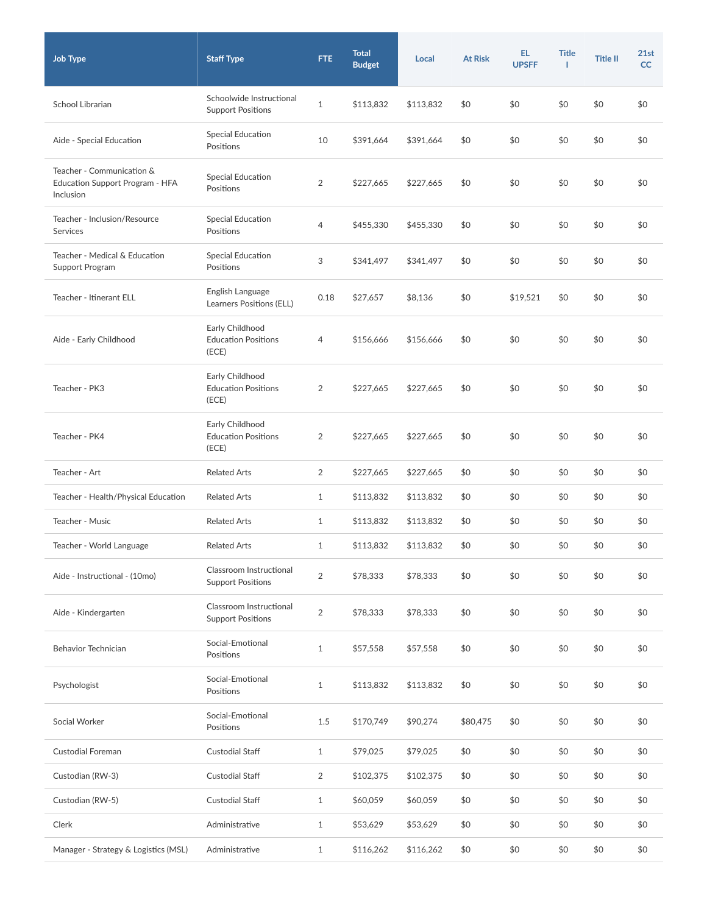| Job Type | Staff Type | FTE | Total Budget | Local | At Risk | EL UPSFF | Title I | Title II | 21st CC |
|---|---|---|---|---|---|---|---|---|---|
| School Librarian | Schoolwide Instructional Support Positions | 1 | $113,832 | $113,832 | $0 | $0 | $0 | $0 | $0 |
| Aide - Special Education | Special Education Positions | 10 | $391,664 | $391,664 | $0 | $0 | $0 | $0 | $0 |
| Teacher - Communication & Education Support Program - HFA Inclusion | Special Education Positions | 2 | $227,665 | $227,665 | $0 | $0 | $0 | $0 | $0 |
| Teacher - Inclusion/Resource Services | Special Education Positions | 4 | $455,330 | $455,330 | $0 | $0 | $0 | $0 | $0 |
| Teacher - Medical & Education Support Program | Special Education Positions | 3 | $341,497 | $341,497 | $0 | $0 | $0 | $0 | $0 |
| Teacher - Itinerant ELL | English Language Learners Positions (ELL) | 0.18 | $27,657 | $8,136 | $0 | $19,521 | $0 | $0 | $0 |
| Aide - Early Childhood | Early Childhood Education Positions (ECE) | 4 | $156,666 | $156,666 | $0 | $0 | $0 | $0 | $0 |
| Teacher - PK3 | Early Childhood Education Positions (ECE) | 2 | $227,665 | $227,665 | $0 | $0 | $0 | $0 | $0 |
| Teacher - PK4 | Early Childhood Education Positions (ECE) | 2 | $227,665 | $227,665 | $0 | $0 | $0 | $0 | $0 |
| Teacher - Art | Related Arts | 2 | $227,665 | $227,665 | $0 | $0 | $0 | $0 | $0 |
| Teacher - Health/Physical Education | Related Arts | 1 | $113,832 | $113,832 | $0 | $0 | $0 | $0 | $0 |
| Teacher - Music | Related Arts | 1 | $113,832 | $113,832 | $0 | $0 | $0 | $0 | $0 |
| Teacher - World Language | Related Arts | 1 | $113,832 | $113,832 | $0 | $0 | $0 | $0 | $0 |
| Aide - Instructional - (10mo) | Classroom Instructional Support Positions | 2 | $78,333 | $78,333 | $0 | $0 | $0 | $0 | $0 |
| Aide - Kindergarten | Classroom Instructional Support Positions | 2 | $78,333 | $78,333 | $0 | $0 | $0 | $0 | $0 |
| Behavior Technician | Social-Emotional Positions | 1 | $57,558 | $57,558 | $0 | $0 | $0 | $0 | $0 |
| Psychologist | Social-Emotional Positions | 1 | $113,832 | $113,832 | $0 | $0 | $0 | $0 | $0 |
| Social Worker | Social-Emotional Positions | 1.5 | $170,749 | $90,274 | $80,475 | $0 | $0 | $0 | $0 |
| Custodial Foreman | Custodial Staff | 1 | $79,025 | $79,025 | $0 | $0 | $0 | $0 | $0 |
| Custodian (RW-3) | Custodial Staff | 2 | $102,375 | $102,375 | $0 | $0 | $0 | $0 | $0 |
| Custodian (RW-5) | Custodial Staff | 1 | $60,059 | $60,059 | $0 | $0 | $0 | $0 | $0 |
| Clerk | Administrative | 1 | $53,629 | $53,629 | $0 | $0 | $0 | $0 | $0 |
| Manager - Strategy & Logistics (MSL) | Administrative | 1 | $116,262 | $116,262 | $0 | $0 | $0 | $0 | $0 |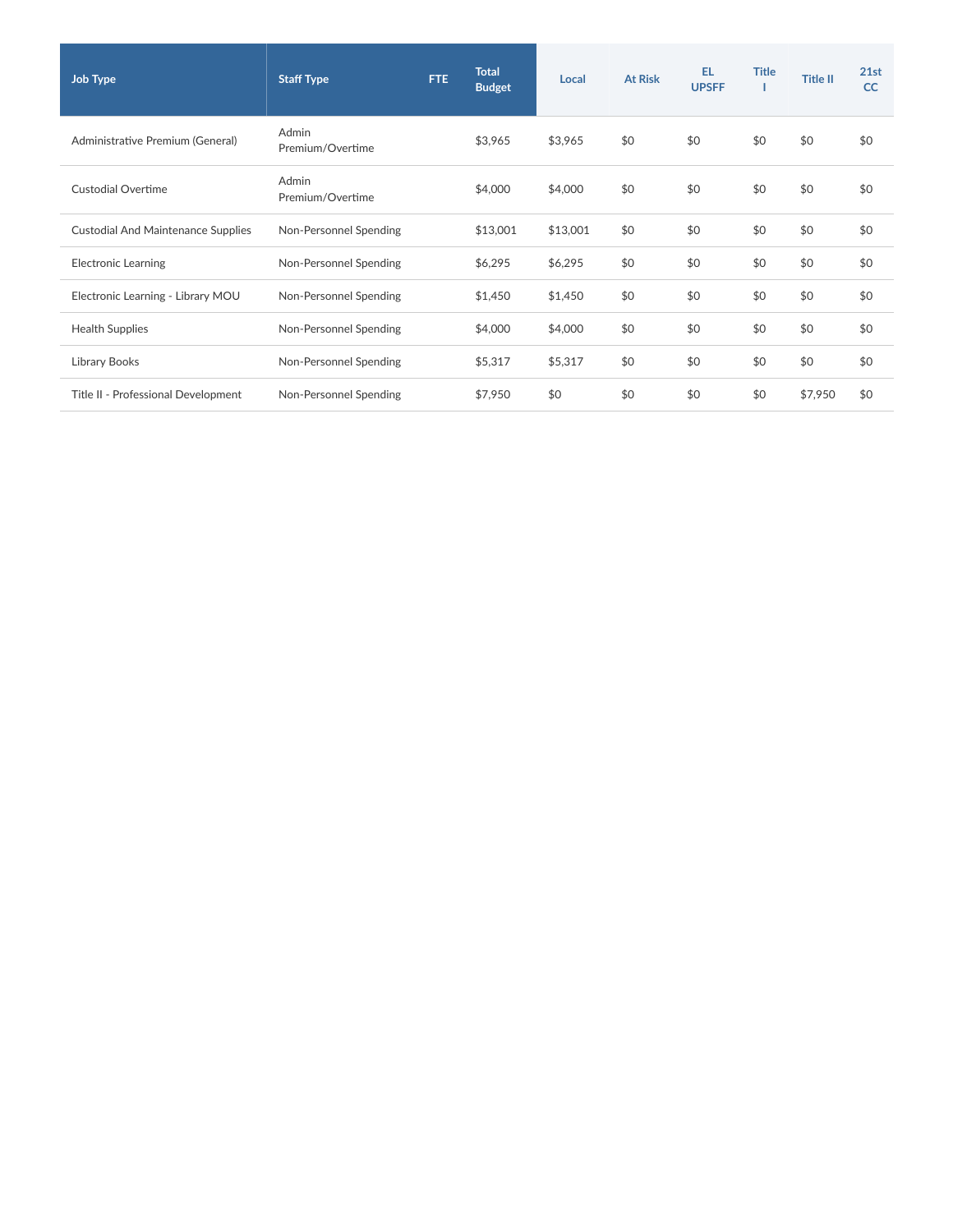| Job Type | Staff Type | FTE | Total Budget | Local | At Risk | EL UPSFF | Title I | Title II | 21st CC |
|---|---|---|---|---|---|---|---|---|---|
| Administrative Premium (General) | Admin Premium/Overtime | | $3,965 | $3,965 | $0 | $0 | $0 | $0 | $0 |
| Custodial Overtime | Admin Premium/Overtime | | $4,000 | $4,000 | $0 | $0 | $0 | $0 | $0 |
| Custodial And Maintenance Supplies | Non-Personnel Spending | | $13,001 | $13,001 | $0 | $0 | $0 | $0 | $0 |
| Electronic Learning | Non-Personnel Spending | | $6,295 | $6,295 | $0 | $0 | $0 | $0 | $0 |
| Electronic Learning - Library MOU | Non-Personnel Spending | | $1,450 | $1,450 | $0 | $0 | $0 | $0 | $0 |
| Health Supplies | Non-Personnel Spending | | $4,000 | $4,000 | $0 | $0 | $0 | $0 | $0 |
| Library Books | Non-Personnel Spending | | $5,317 | $5,317 | $0 | $0 | $0 | $0 | $0 |
| Title II - Professional Development | Non-Personnel Spending | | $7,950 | $0 | $0 | $0 | $0 | $7,950 | $0 |